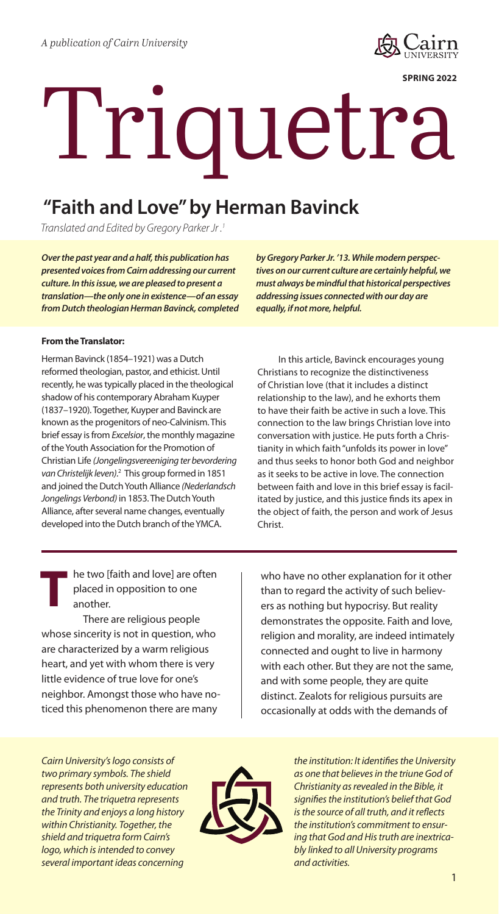*A publication of Cairn University*

**SPRING 2022**

# Triquetra

## "Faith and Love" by Herman Bavinck

*Translated and Edited by Gregory Parker Jr.[1]*

***Over the past year and a half, this publication has presented voices from Cairn addressing our current culture. In this issue, we are pleased to present a translation—the only one in existence—of an essay from Dutch theologian Herman Bavinck, completed by Gregory Parker Jr. '13. While modern perspectives on our current culture are certainly helpful, we must always be mindful that historical perspectives addressing issues connected with our day are equally, if not more, helpful.***

**From the Translator:**

Herman Bavinck (1854–1921) was a Dutch reformed theologian, pastor, and ethicist. Until recently, he was typically placed in the theological shadow of his contemporary Abraham Kuyper (1837–1920). Together, Kuyper and Bavinck are known as the progenitors of neo-Calvinism. This brief essay is from *Excelsior*, the monthly magazine of the Youth Association for the Promotion of Christian Life *(Jongelingsvereeniging ter bevordering van Christelijk leven)*.[2] This group formed in 1851 and joined the Dutch Youth Alliance *(Nederlandsch Jongelings Verbond)* in 1853. The Dutch Youth Alliance, after several name changes, eventually developed into the Dutch branch of the YMCA.

In this article, Bavinck encourages young Christians to recognize the distinctiveness of Christian love (that it includes a distinct relationship to the law), and he exhorts them to have their faith be active in such a love. This connection to the law brings Christian love into conversation with justice. He puts forth a Christianity in which faith "unfolds its power in love" and thus seeks to honor both God and neighbor as it seeks to be active in love. The connection between faith and love in this brief essay is facilitated by justice, and this justice finds its apex in the object of faith, the person and work of Jesus Christ.

The two [faith and love] are often placed in opposition to one another.

There are religious people whose sincerity is not in question, who are characterized by a warm religious heart, and yet with whom there is very little evidence of true love for one's neighbor. Amongst those who have noticed this phenomenon there are many who have no other explanation for it other than to regard the activity of such believers as nothing but hypocrisy. But reality demonstrates the opposite. Faith and love, religion and morality, are indeed intimately connected and ought to live in harmony with each other. But they are not the same, and with some people, they are quite distinct. Zealots for religious pursuits are occasionally at odds with the demands of

*Cairn University's logo consists of two primary symbols. The shield represents both university education and truth. The triquetra represents the Trinity and enjoys a long history within Christianity. Together, the shield and triquetra form Cairn's logo, which is intended to convey several important ideas concerning the institution: It identifies the University as one that believes in the triune God of Christianity as revealed in the Bible, it signifies the institution's belief that God is the source of all truth, and it reflects the institution's commitment to ensuring that God and His truth are inextricably linked to all University programs and activities.*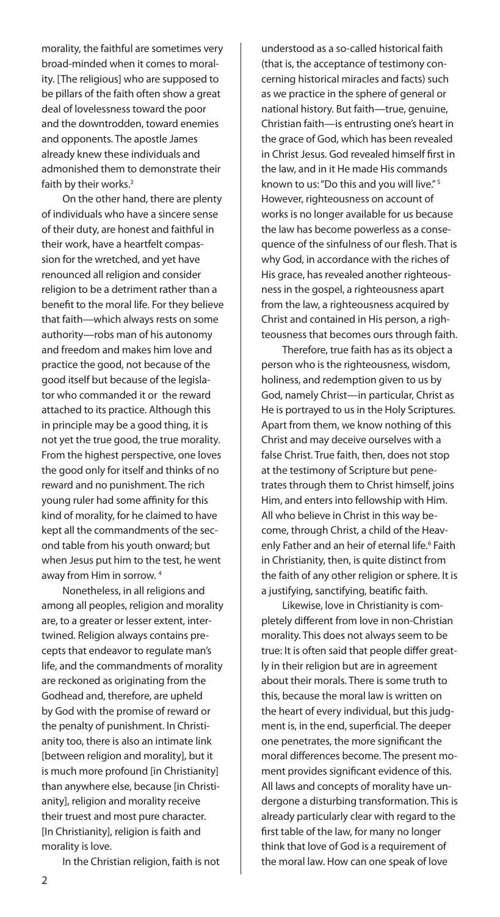morality, the faithful are sometimes very broad-minded when it comes to morality. [The religious] who are supposed to be pillars of the faith often show a great deal of lovelessness toward the poor and the downtrodden, toward enemies and opponents. The apostle James already knew these individuals and admonished them to demonstrate their faith by their works.[3]

On the other hand, there are plenty of individuals who have a sincere sense of their duty, are honest and faithful in their work, have a heartfelt compassion for the wretched, and yet have renounced all religion and consider religion to be a detriment rather than a benefit to the moral life. For they believe that faith—which always rests on some authority—robs man of his autonomy and freedom and makes him love and practice the good, not because of the good itself but because of the legislator who commanded it or the reward attached to its practice. Although this in principle may be a good thing, it is not yet the true good, the true morality. From the highest perspective, one loves the good only for itself and thinks of no reward and no punishment. The rich young ruler had some affinity for this kind of morality, for he claimed to have kept all the commandments of the second table from his youth onward; but when Jesus put him to the test, he went away from Him in sorrow.[4]

Nonetheless, in all religions and among all peoples, religion and morality are, to a greater or lesser extent, intertwined. Religion always contains precepts that endeavor to regulate man's life, and the commandments of morality are reckoned as originating from the Godhead and, therefore, are upheld by God with the promise of reward or the penalty of punishment. In Christianity too, there is also an intimate link [between religion and morality], but it is much more profound [in Christianity] than anywhere else, because [in Christianity], religion and morality receive their truest and most pure character. [In Christianity], religion is faith and morality is love.

In the Christian religion, faith is not understood as a so-called historical faith (that is, the acceptance of testimony concerning historical miracles and facts) such as we practice in the sphere of general or national history. But faith—true, genuine, Christian faith—is entrusting one's heart in the grace of God, which has been revealed in Christ Jesus. God revealed himself first in the law, and in it He made His commands known to us: "Do this and you will live."[5] However, righteousness on account of works is no longer available for us because the law has become powerless as a consequence of the sinfulness of our flesh. That is why God, in accordance with the riches of His grace, has revealed another righteousness in the gospel, a righteousness apart from the law, a righteousness acquired by Christ and contained in His person, a righteousness that becomes ours through faith.

Therefore, true faith has as its object a person who is the righteousness, wisdom, holiness, and redemption given to us by God, namely Christ—in particular, Christ as He is portrayed to us in the Holy Scriptures. Apart from them, we know nothing of this Christ and may deceive ourselves with a false Christ. True faith, then, does not stop at the testimony of Scripture but penetrates through them to Christ himself, joins Him, and enters into fellowship with Him. All who believe in Christ in this way become, through Christ, a child of the Heavenly Father and an heir of eternal life.[6] Faith in Christianity, then, is quite distinct from the faith of any other religion or sphere. It is a justifying, sanctifying, beatific faith.

Likewise, love in Christianity is completely different from love in non-Christian morality. This does not always seem to be true: It is often said that people differ greatly in their religion but are in agreement about their morals. There is some truth to this, because the moral law is written on the heart of every individual, but this judgment is, in the end, superficial. The deeper one penetrates, the more significant the moral differences become. The present moment provides significant evidence of this. All laws and concepts of morality have undergone a disturbing transformation. This is already particularly clear with regard to the first table of the law, for many no longer think that love of God is a requirement of the moral law. How can one speak of love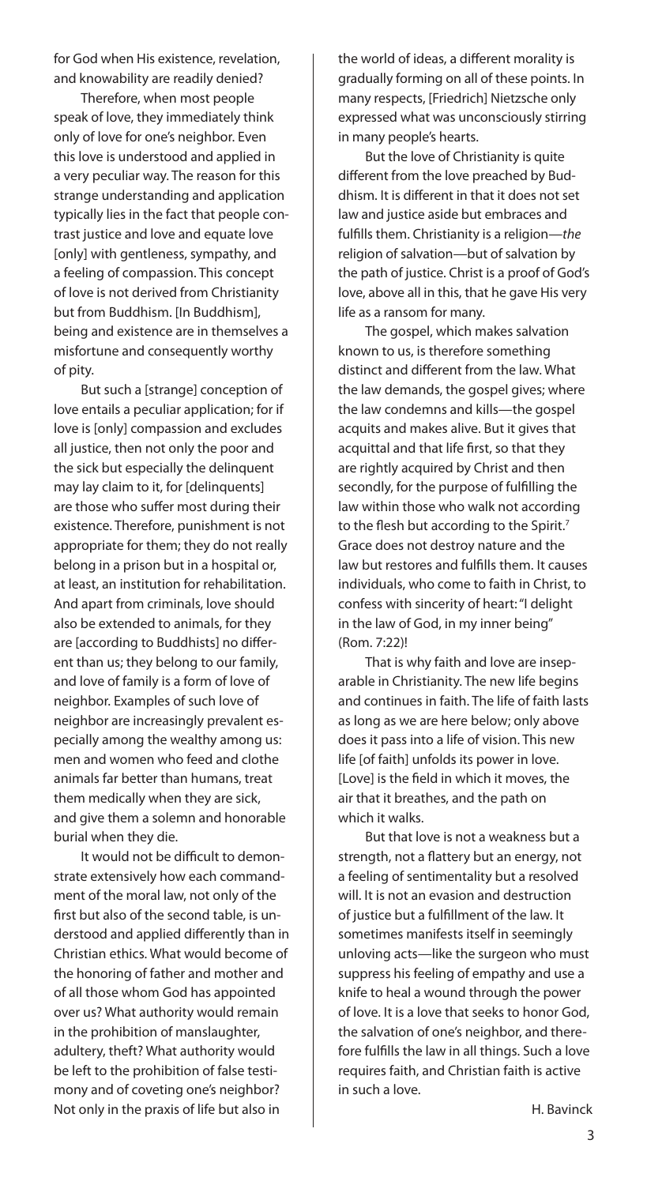for God when His existence, revelation, and knowability are readily denied?

Therefore, when most people speak of love, they immediately think only of love for one's neighbor. Even this love is understood and applied in a very peculiar way. The reason for this strange understanding and application typically lies in the fact that people contrast justice and love and equate love [only] with gentleness, sympathy, and a feeling of compassion. This concept of love is not derived from Christianity but from Buddhism. [In Buddhism], being and existence are in themselves a misfortune and consequently worthy of pity.

But such a [strange] conception of love entails a peculiar application; for if love is [only] compassion and excludes all justice, then not only the poor and the sick but especially the delinquent may lay claim to it, for [delinquents] are those who suffer most during their existence. Therefore, punishment is not appropriate for them; they do not really belong in a prison but in a hospital or, at least, an institution for rehabilitation. And apart from criminals, love should also be extended to animals, for they are [according to Buddhists] no different than us; they belong to our family, and love of family is a form of love of neighbor. Examples of such love of neighbor are increasingly prevalent especially among the wealthy among us: men and women who feed and clothe animals far better than humans, treat them medically when they are sick, and give them a solemn and honorable burial when they die.

It would not be difficult to demonstrate extensively how each commandment of the moral law, not only of the first but also of the second table, is understood and applied differently than in Christian ethics. What would become of the honoring of father and mother and of all those whom God has appointed over us? What authority would remain in the prohibition of manslaughter, adultery, theft? What authority would be left to the prohibition of false testimony and of coveting one's neighbor? Not only in the praxis of life but also in the world of ideas, a different morality is gradually forming on all of these points. In many respects, [Friedrich] Nietzsche only expressed what was unconsciously stirring in many people's hearts.

But the love of Christianity is quite different from the love preached by Buddhism. It is different in that it does not set law and justice aside but embraces and fulfills them. Christianity is a religion—*the* religion of salvation—but of salvation by the path of justice. Christ is a proof of God's love, above all in this, that he gave His very life as a ransom for many.

The gospel, which makes salvation known to us, is therefore something distinct and different from the law. What the law demands, the gospel gives; where the law condemns and kills—the gospel acquits and makes alive. But it gives that acquittal and that life first, so that they are rightly acquired by Christ and then secondly, for the purpose of fulfilling the law within those who walk not according to the flesh but according to the Spirit.[7] Grace does not destroy nature and the law but restores and fulfills them. It causes individuals, who come to faith in Christ, to confess with sincerity of heart: "I delight in the law of God, in my inner being" (Rom. 7:22)!

That is why faith and love are inseparable in Christianity. The new life begins and continues in faith. The life of faith lasts as long as we are here below; only above does it pass into a life of vision. This new life [of faith] unfolds its power in love. [Love] is the field in which it moves, the air that it breathes, and the path on which it walks.

But that love is not a weakness but a strength, not a flattery but an energy, not a feeling of sentimentality but a resolved will. It is not an evasion and destruction of justice but a fulfillment of the law. It sometimes manifests itself in seemingly unloving acts—like the surgeon who must suppress his feeling of empathy and use a knife to heal a wound through the power of love. It is a love that seeks to honor God, the salvation of one's neighbor, and therefore fulfills the law in all things. Such a love requires faith, and Christian faith is active in such a love.

H. Bavinck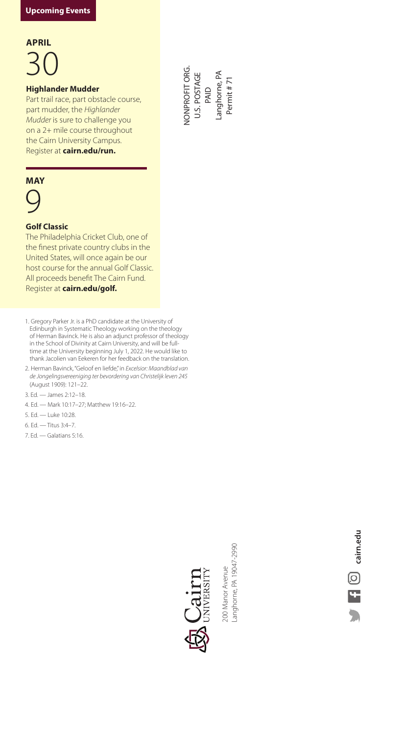## Upcoming Events

### APRIL 30

**Highlander Mudder**

Part trail race, part obstacle course, part mudder, the *Highlander Mudder* is sure to challenge you on a 2+ mile course throughout the Cairn University Campus. Register at **cairn.edu/run.**

### MAY 9

**Golf Classic**

The Philadelphia Cricket Club, one of the finest private country clubs in the United States, will once again be our host course for the annual Golf Classic. All proceeds benefit The Cairn Fund. Register at **cairn.edu/golf.**

NONPROFIT ORG.
U.S. POSTAGE
PAID
Langhorne, PA
Permit # 71

1. Gregory Parker Jr. is a PhD candidate at the University of Edinburgh in Systematic Theology working on the theology of Herman Bavinck. He is also an adjunct professor of theology in the School of Divinity at Cairn University, and will be full-time at the University beginning July 1, 2022. He would like to thank Jacolien van Eekeren for her feedback on the translation.
2. Herman Bavinck, "Geloof en liefde," in *Excelsior: Maandblad van de Jongelingsvereeniging ter bevordering van Christelijk leven 245* (August 1909): 121–22.
3. Ed. — James 2:12–18.
4. Ed. — Mark 10:17–27; Matthew 19:16–22.
5. Ed. — Luke 10:28.
6. Ed. — Titus 3:4–7.
7. Ed. — Galatians 5:16.

Cairn University
200 Manor Avenue
Langhorne, PA 19047-2990

cairn.edu